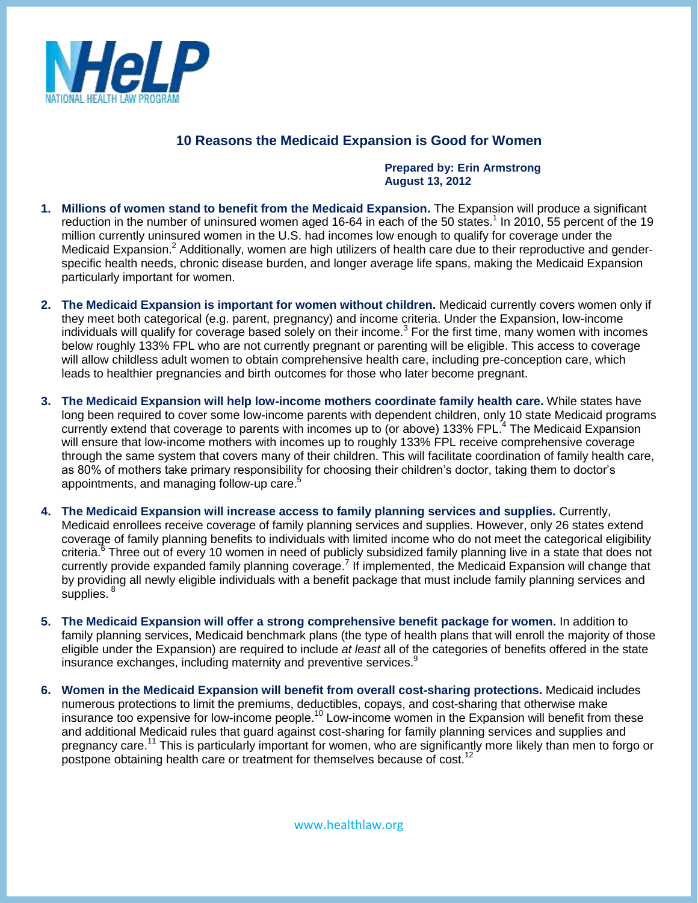NHeLP
NATIONAL HEALTH LAW PROGRAM

# 10 Reasons the Medicaid Expansion is Good for Women

**Prepared by: Erin Armstrong**
**August 13, 2012**

1. **Millions of women stand to benefit from the Medicaid Expansion.** The Expansion will produce a significant reduction in the number of uninsured women aged 16-64 in each of the 50 states.[1] In 2010, 55 percent of the 19 million currently uninsured women in the U.S. had incomes low enough to qualify for coverage under the Medicaid Expansion.[2] Additionally, women are high utilizers of health care due to their reproductive and gender-specific health needs, chronic disease burden, and longer average life spans, making the Medicaid Expansion particularly important for women.

2. **The Medicaid Expansion is important for women without children.** Medicaid currently covers women only if they meet both categorical (e.g. parent, pregnancy) and income criteria. Under the Expansion, low-income individuals will qualify for coverage based solely on their income.[3] For the first time, many women with incomes below roughly 133% FPL who are not currently pregnant or parenting will be eligible. This access to coverage will allow childless adult women to obtain comprehensive health care, including pre-conception care, which leads to healthier pregnancies and birth outcomes for those who later become pregnant.

3. **The Medicaid Expansion will help low-income mothers coordinate family health care.** While states have long been required to cover some low-income parents with dependent children, only 10 state Medicaid programs currently extend that coverage to parents with incomes up to (or above) 133% FPL.[4] The Medicaid Expansion will ensure that low-income mothers with incomes up to roughly 133% FPL receive comprehensive coverage through the same system that covers many of their children. This will facilitate coordination of family health care, as 80% of mothers take primary responsibility for choosing their children's doctor, taking them to doctor's appointments, and managing follow-up care.[5]

4. **The Medicaid Expansion will increase access to family planning services and supplies.** Currently, Medicaid enrollees receive coverage of family planning services and supplies. However, only 26 states extend coverage of family planning benefits to individuals with limited income who do not meet the categorical eligibility criteria.[6] Three out of every 10 women in need of publicly subsidized family planning live in a state that does not currently provide expanded family planning coverage.[7] If implemented, the Medicaid Expansion will change that by providing all newly eligible individuals with a benefit package that must include family planning services and supplies.[8]

5. **The Medicaid Expansion will offer a strong comprehensive benefit package for women.** In addition to family planning services, Medicaid benchmark plans (the type of health plans that will enroll the majority of those eligible under the Expansion) are required to include *at least* all of the categories of benefits offered in the state insurance exchanges, including maternity and preventive services.[9]

6. **Women in the Medicaid Expansion will benefit from overall cost-sharing protections.** Medicaid includes numerous protections to limit the premiums, deductibles, copays, and cost-sharing that otherwise make insurance too expensive for low-income people.[10] Low-income women in the Expansion will benefit from these and additional Medicaid rules that guard against cost-sharing for family planning services and supplies and pregnancy care.[11] This is particularly important for women, who are significantly more likely than men to forgo or postpone obtaining health care or treatment for themselves because of cost.[12]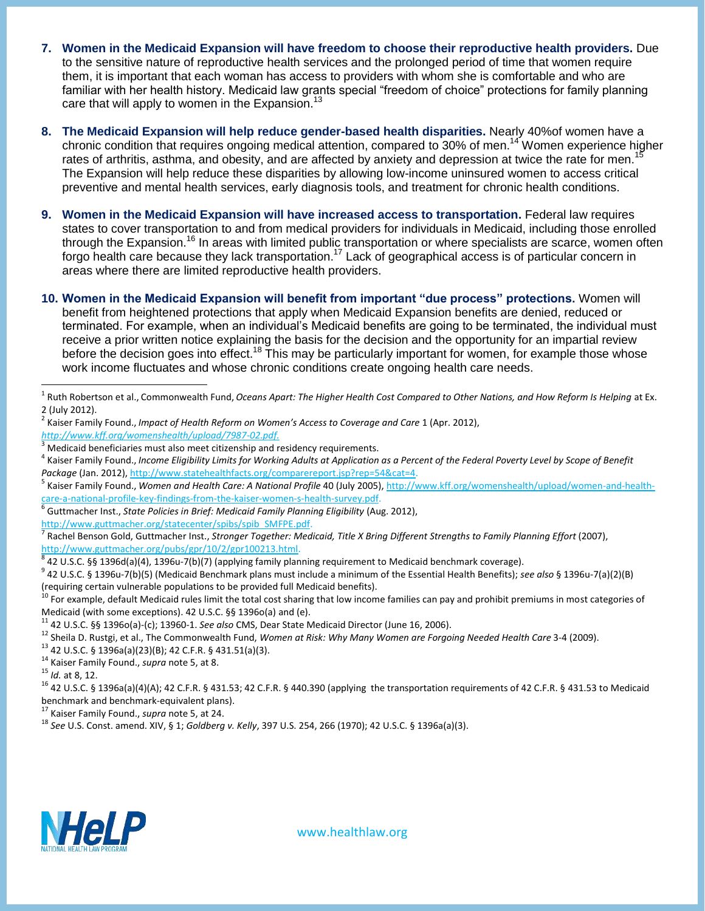7. **Women in the Medicaid Expansion will have freedom to choose their reproductive health providers.** Due to the sensitive nature of reproductive health services and the prolonged period of time that women require them, it is important that each woman has access to providers with whom she is comfortable and who are familiar with her health history. Medicaid law grants special "freedom of choice" protections for family planning care that will apply to women in the Expansion.[13]

8. **The Medicaid Expansion will help reduce gender-based health disparities.** Nearly 40%of women have a chronic condition that requires ongoing medical attention, compared to 30% of men.[14] Women experience higher rates of arthritis, asthma, and obesity, and are affected by anxiety and depression at twice the rate for men.[15] The Expansion will help reduce these disparities by allowing low-income uninsured women to access critical preventive and mental health services, early diagnosis tools, and treatment for chronic health conditions.

9. **Women in the Medicaid Expansion will have increased access to transportation.** Federal law requires states to cover transportation to and from medical providers for individuals in Medicaid, including those enrolled through the Expansion.[16] In areas with limited public transportation or where specialists are scarce, women often forgo health care because they lack transportation.[17] Lack of geographical access is of particular concern in areas where there are limited reproductive health providers.

10. **Women in the Medicaid Expansion will benefit from important "due process" protections.** Women will benefit from heightened protections that apply when Medicaid Expansion benefits are denied, reduced or terminated. For example, when an individual's Medicaid benefits are going to be terminated, the individual must receive a prior written notice explaining the basis for the decision and the opportunity for an impartial review before the decision goes into effect.[18] This may be particularly important for women, for example those whose work income fluctuates and whose chronic conditions create ongoing health care needs.

---

[1] Ruth Robertson et al., Commonwealth Fund, *Oceans Apart: The Higher Health Cost Compared to Other Nations, and How Reform Is Helping* at Ex. 2 (July 2012).

[2] Kaiser Family Found., *Impact of Health Reform on Women's Access to Coverage and Care* 1 (Apr. 2012), *http://www.kff.org/womenshealth/upload/7987-02.pdf.*

[3] Medicaid beneficiaries must also meet citizenship and residency requirements.

[4] Kaiser Family Found., *Income Eligibility Limits for Working Adults at Application as a Percent of the Federal Poverty Level by Scope of Benefit Package* (Jan. 2012), http://www.statehealthfacts.org/comparereport.jsp?rep=54&cat=4.

[5] Kaiser Family Found., *Women and Health Care: A National Profile* 40 (July 2005), http://www.kff.org/womenshealth/upload/women-and-health-care-a-national-profile-key-findings-from-the-kaiser-women-s-health-survey.pdf.

[6] Guttmacher Inst., *State Policies in Brief: Medicaid Family Planning Eligibility* (Aug. 2012), http://www.guttmacher.org/statecenter/spibs/spib_SMFPE.pdf.

[7] Rachel Benson Gold, Guttmacher Inst., *Stronger Together: Medicaid, Title X Bring Different Strengths to Family Planning Effort* (2007), http://www.guttmacher.org/pubs/gpr/10/2/gpr100213.html.

[8] 42 U.S.C. §§ 1396d(a)(4), 1396u-7(b)(7) (applying family planning requirement to Medicaid benchmark coverage).

[9] 42 U.S.C. § 1396u-7(b)(5) (Medicaid Benchmark plans must include a minimum of the Essential Health Benefits); *see also* § 1396u-7(a)(2)(B) (requiring certain vulnerable populations to be provided full Medicaid benefits).

[10] For example, default Medicaid rules limit the total cost sharing that low income families can pay and prohibit premiums in most categories of Medicaid (with some exceptions). 42 U.S.C. §§ 1396o(a) and (e).

[11] 42 U.S.C. §§ 1396o(a)-(c); 13960-1. *See also* CMS, Dear State Medicaid Director (June 16, 2006).

[12] Sheila D. Rustgi, et al., The Commonwealth Fund, *Women at Risk: Why Many Women are Forgoing Needed Health Care* 3-4 (2009).

[13] 42 U.S.C. § 1396a(a)(23)(B); 42 C.F.R. § 431.51(a)(3).

[14] Kaiser Family Found., *supra* note 5, at 8.

[15] *Id.* at 8, 12.

[16] 42 U.S.C. § 1396a(a)(4)(A); 42 C.F.R. § 431.53; 42 C.F.R. § 440.390 (applying the transportation requirements of 42 C.F.R. § 431.53 to Medicaid benchmark and benchmark-equivalent plans).

[17] Kaiser Family Found., *supra* note 5, at 24.

[18] *See* U.S. Const. amend. XIV, § 1; *Goldberg v. Kelly*, 397 U.S. 254, 266 (1970); 42 U.S.C. § 1396a(a)(3).

NHeLP
NATIONAL HEALTH LAW PROGRAM

www.healthlaw.org